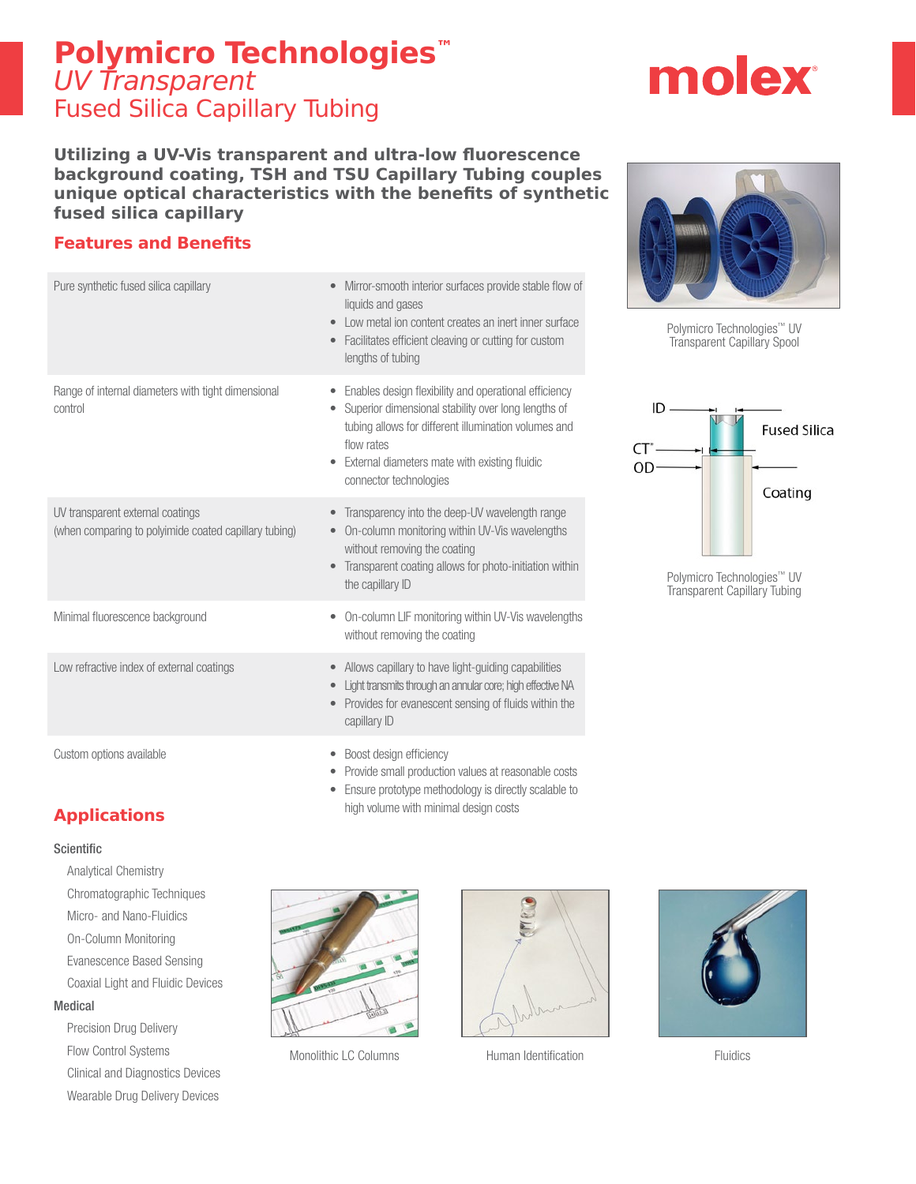# Polymicro Technologies™ *UV Transparent* Fused Silica Capillary Tubing

**Utilizing a UV-Vis transparent and ultra-low fluorescence background coating, TSH and TSU Capillary Tubing couples unique optical characteristics with the benefits of synthetic fused silica capillary**

## Features and Benefits

| Feature | Benefits |
|---|---|
| Pure synthetic fused silica capillary | • Mirror-smooth interior surfaces provide stable flow of liquids and gases<br>• Low metal ion content creates an inert inner surface<br>• Facilitates efficient cleaving or cutting for custom lengths of tubing |
| Range of internal diameters with tight dimensional control | • Enables design flexibility and operational efficiency<br>• Superior dimensional stability over long lengths of tubing allows for different illumination volumes and flow rates<br>• External diameters mate with existing fluidic connector technologies |
| UV transparent external coatings (when comparing to polyimide coated capillary tubing) | • Transparency into the deep-UV wavelength range<br>• On-column monitoring within UV-Vis wavelengths without removing the coating<br>• Transparent coating allows for photo-initiation within the capillary ID |
| Minimal fluorescence background | • On-column LIF monitoring within UV-Vis wavelengths without removing the coating |
| Low refractive index of external coatings | • Allows capillary to have light-guiding capabilities<br>• Light transmits through an annular core; high effective NA<br>• Provides for evanescent sensing of fluids within the capillary ID |
| Custom options available | • Boost design efficiency<br>• Provide small production values at reasonable costs<br>• Ensure prototype methodology is directly scalable to high volume with minimal design costs |

Polymicro Technologies™ UV Transparent Capillary Spool

ID
CT*
OD
Fused Silica
Coating

Polymicro Technologies™ UV Transparent Capillary Tubing

## Applications

**Scientific**

- Analytical Chemistry
- Chromatographic Techniques
- Micro- and Nano-Fluidics
- On-Column Monitoring
- Evanescence Based Sensing
- Coaxial Light and Fluidic Devices

**Medical**

- Precision Drug Delivery
- Flow Control Systems
- Clinical and Diagnostics Devices
- Wearable Drug Delivery Devices

Monolithic LC Columns

Human Identification

Fluidics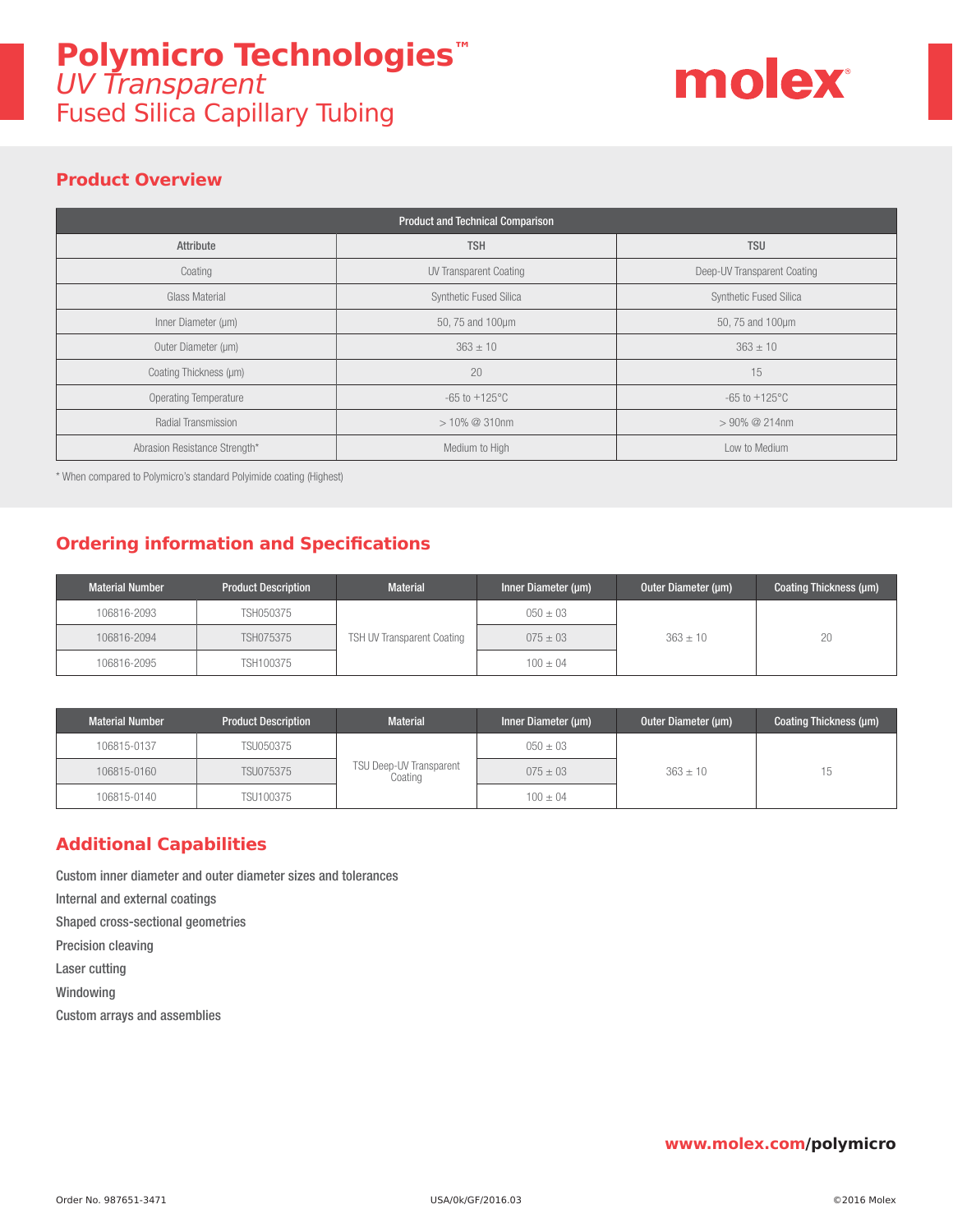# Polymicro Technologies™
*UV Transparent*
Fused Silica Capillary Tubing

molex

## Product Overview

| Product and Technical Comparison | | |
|---|---|---|
| Attribute | TSH | TSU |
| Coating | UV Transparent Coating | Deep-UV Transparent Coating |
| Glass Material | Synthetic Fused Silica | Synthetic Fused Silica |
| Inner Diameter (µm) | 50, 75 and 100µm | 50, 75 and 100µm |
| Outer Diameter (µm) | 363 ± 10 | 363 ± 10 |
| Coating Thickness (µm) | 20 | 15 |
| Operating Temperature | -65 to +125°C | -65 to +125°C |
| Radial Transmission | > 10% @ 310nm | > 90% @ 214nm |
| Abrasion Resistance Strength* | Medium to High | Low to Medium |

* When compared to Polymicro's standard Polyimide coating (Highest)

## Ordering information and Specifications

| Material Number | Product Description | Material | Inner Diameter (µm) | Outer Diameter (µm) | Coating Thickness (µm) |
|---|---|---|---|---|---|
| 106816-2093 | TSH050375 | TSH UV Transparent Coating | 050 ± 03 | 363 ± 10 | 20 |
| 106816-2094 | TSH075375 | | 075 ± 03 | | |
| 106816-2095 | TSH100375 | | 100 ± 04 | | |

| Material Number | Product Description | Material | Inner Diameter (µm) | Outer Diameter (µm) | Coating Thickness (µm) |
|---|---|---|---|---|---|
| 106815-0137 | TSU050375 | TSU Deep-UV Transparent Coating | 050 ± 03 | 363 ± 10 | 15 |
| 106815-0160 | TSU075375 | | 075 ± 03 | | |
| 106815-0140 | TSU100375 | | 100 ± 04 | | |

## Additional Capabilities

Custom inner diameter and outer diameter sizes and tolerances

Internal and external coatings

Shaped cross-sectional geometries

Precision cleaving

Laser cutting

Windowing

Custom arrays and assemblies

**www.molex.com/polymicro**

Order No. 987651-3471 USA/0k/GF/2016.03 ©2016 Molex